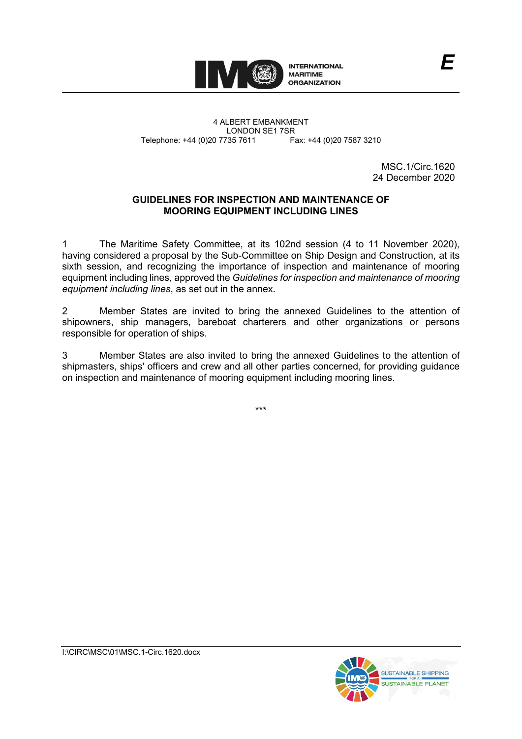INTERNATIONAL MARITIME ORGANIZATION

E

4 ALBERT EMBANKMENT
LONDON SE1 7SR
Telephone: +44 (0)20 7735 7611 Fax: +44 (0)20 7587 3210

MSC.1/Circ.1620
24 December 2020

**GUIDELINES FOR INSPECTION AND MAINTENANCE OF MOORING EQUIPMENT INCLUDING LINES**

1 The Maritime Safety Committee, at its 102nd session (4 to 11 November 2020), having considered a proposal by the Sub-Committee on Ship Design and Construction, at its sixth session, and recognizing the importance of inspection and maintenance of mooring equipment including lines, approved the *Guidelines for inspection and maintenance of mooring equipment including lines*, as set out in the annex.

2 Member States are invited to bring the annexed Guidelines to the attention of shipowners, ship managers, bareboat charterers and other organizations or persons responsible for operation of ships.

3 Member States are also invited to bring the annexed Guidelines to the attention of shipmasters, ships' officers and crew and all other parties concerned, for providing guidance on inspection and maintenance of mooring equipment including mooring lines.

\*\*\*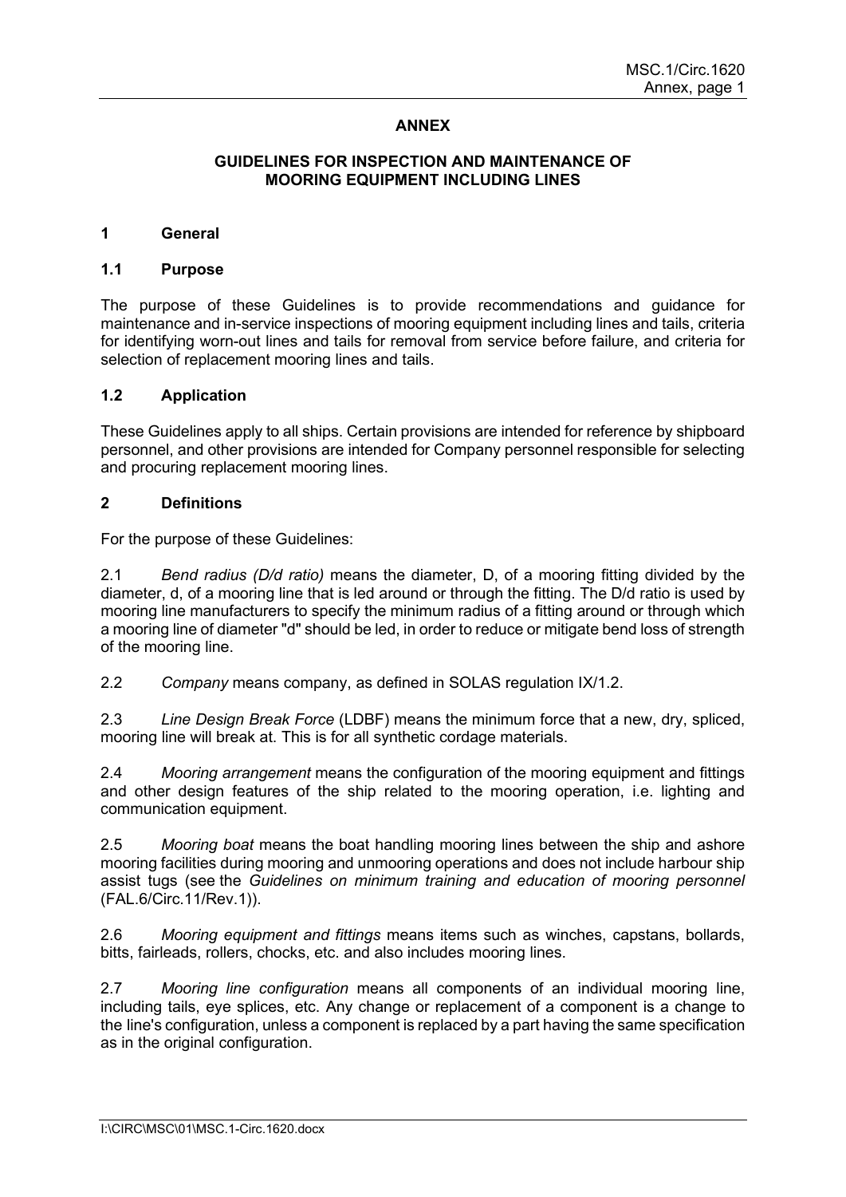# ANNEX

## GUIDELINES FOR INSPECTION AND MAINTENANCE OF MOORING EQUIPMENT INCLUDING LINES

### 1 General

### 1.1 Purpose

The purpose of these Guidelines is to provide recommendations and guidance for maintenance and in-service inspections of mooring equipment including lines and tails, criteria for identifying worn-out lines and tails for removal from service before failure, and criteria for selection of replacement mooring lines and tails.

### 1.2 Application

These Guidelines apply to all ships. Certain provisions are intended for reference by shipboard personnel, and other provisions are intended for Company personnel responsible for selecting and procuring replacement mooring lines.

### 2 Definitions

For the purpose of these Guidelines:

2.1 *Bend radius (D/d ratio)* means the diameter, D, of a mooring fitting divided by the diameter, d, of a mooring line that is led around or through the fitting. The D/d ratio is used by mooring line manufacturers to specify the minimum radius of a fitting around or through which a mooring line of diameter "d" should be led, in order to reduce or mitigate bend loss of strength of the mooring line.

2.2 *Company* means company, as defined in SOLAS regulation IX/1.2.

2.3 *Line Design Break Force* (LDBF) means the minimum force that a new, dry, spliced, mooring line will break at. This is for all synthetic cordage materials.

2.4 *Mooring arrangement* means the configuration of the mooring equipment and fittings and other design features of the ship related to the mooring operation, i.e. lighting and communication equipment.

2.5 *Mooring boat* means the boat handling mooring lines between the ship and ashore mooring facilities during mooring and unmooring operations and does not include harbour ship assist tugs (see the *Guidelines on minimum training and education of mooring personnel* (FAL.6/Circ.11/Rev.1)).

2.6 *Mooring equipment and fittings* means items such as winches, capstans, bollards, bitts, fairleads, rollers, chocks, etc. and also includes mooring lines.

2.7 *Mooring line configuration* means all components of an individual mooring line, including tails, eye splices, etc. Any change or replacement of a component is a change to the line's configuration, unless a component is replaced by a part having the same specification as in the original configuration.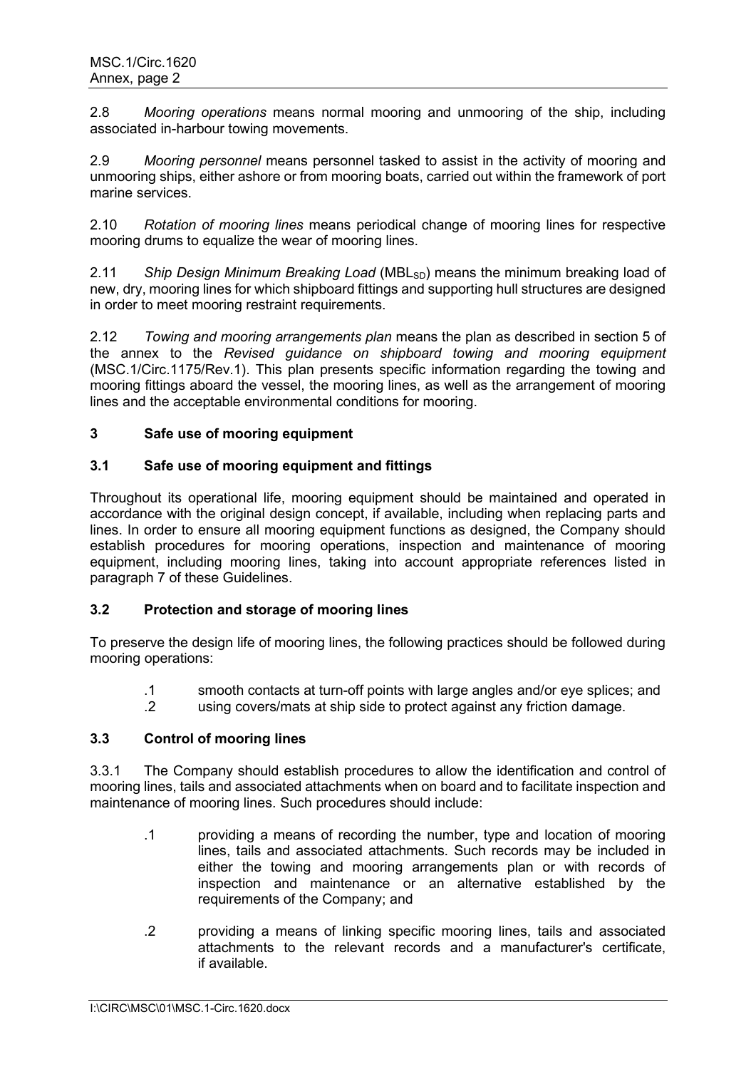2.8 *Mooring operations* means normal mooring and unmooring of the ship, including associated in-harbour towing movements.

2.9 *Mooring personnel* means personnel tasked to assist in the activity of mooring and unmooring ships, either ashore or from mooring boats, carried out within the framework of port marine services.

2.10 *Rotation of mooring lines* means periodical change of mooring lines for respective mooring drums to equalize the wear of mooring lines.

2.11 *Ship Design Minimum Breaking Load* ($MBL_{SD}$) means the minimum breaking load of new, dry, mooring lines for which shipboard fittings and supporting hull structures are designed in order to meet mooring restraint requirements.

2.12 *Towing and mooring arrangements plan* means the plan as described in section 5 of the annex to the *Revised guidance on shipboard towing and mooring equipment* (MSC.1/Circ.1175/Rev.1). This plan presents specific information regarding the towing and mooring fittings aboard the vessel, the mooring lines, as well as the arrangement of mooring lines and the acceptable environmental conditions for mooring.

## 3 Safe use of mooring equipment

### 3.1 Safe use of mooring equipment and fittings

Throughout its operational life, mooring equipment should be maintained and operated in accordance with the original design concept, if available, including when replacing parts and lines. In order to ensure all mooring equipment functions as designed, the Company should establish procedures for mooring operations, inspection and maintenance of mooring equipment, including mooring lines, taking into account appropriate references listed in paragraph 7 of these Guidelines.

### 3.2 Protection and storage of mooring lines

To preserve the design life of mooring lines, the following practices should be followed during mooring operations:

- .1 smooth contacts at turn-off points with large angles and/or eye splices; and
- .2 using covers/mats at ship side to protect against any friction damage.

### 3.3 Control of mooring lines

3.3.1 The Company should establish procedures to allow the identification and control of mooring lines, tails and associated attachments when on board and to facilitate inspection and maintenance of mooring lines. Such procedures should include:

- .1 providing a means of recording the number, type and location of mooring lines, tails and associated attachments. Such records may be included in either the towing and mooring arrangements plan or with records of inspection and maintenance or an alternative established by the requirements of the Company; and

- .2 providing a means of linking specific mooring lines, tails and associated attachments to the relevant records and a manufacturer's certificate, if available.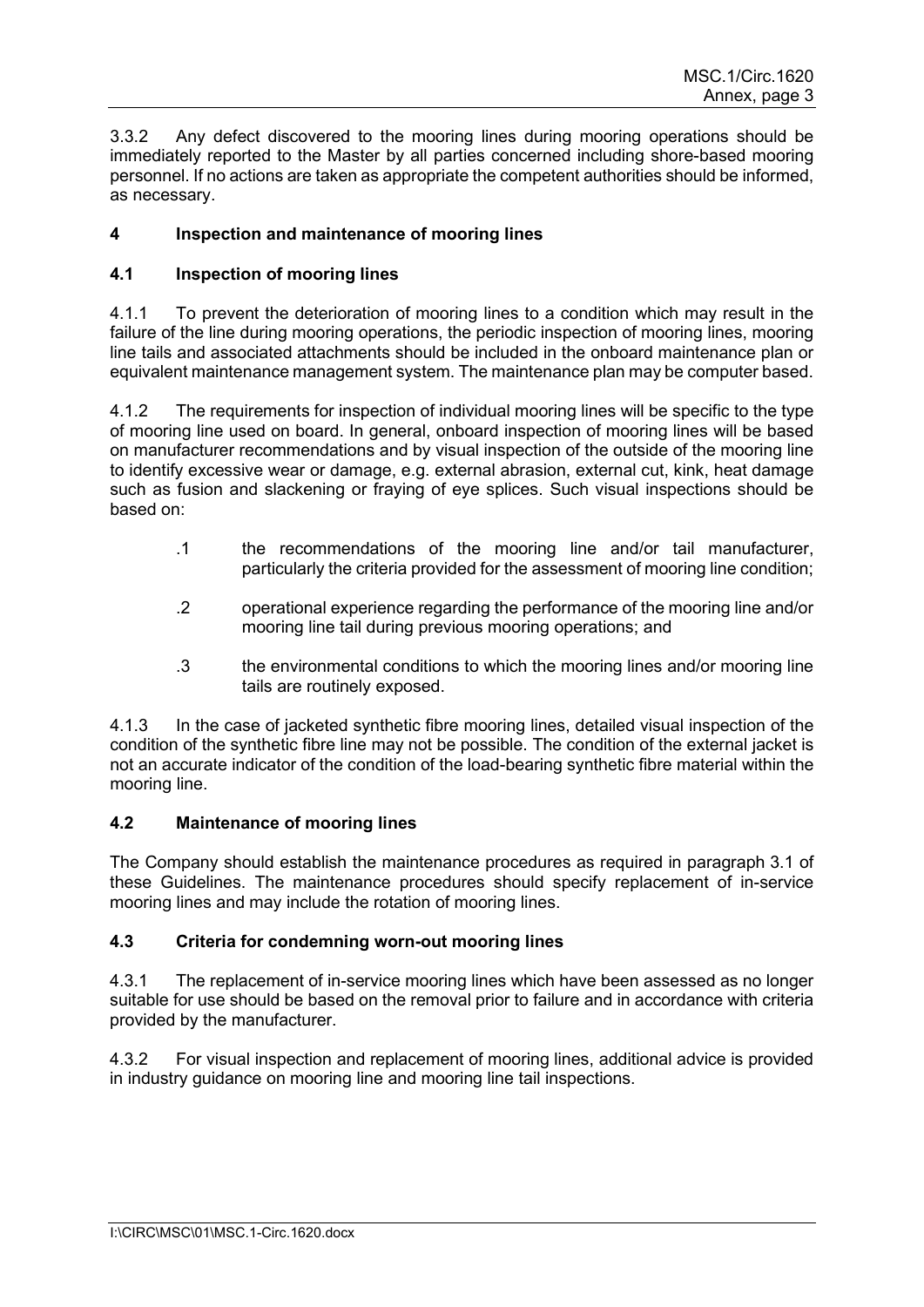3.3.2 Any defect discovered to the mooring lines during mooring operations should be immediately reported to the Master by all parties concerned including shore-based mooring personnel. If no actions are taken as appropriate the competent authorities should be informed, as necessary.

## 4 Inspection and maintenance of mooring lines

### 4.1 Inspection of mooring lines

4.1.1 To prevent the deterioration of mooring lines to a condition which may result in the failure of the line during mooring operations, the periodic inspection of mooring lines, mooring line tails and associated attachments should be included in the onboard maintenance plan or equivalent maintenance management system. The maintenance plan may be computer based.

4.1.2 The requirements for inspection of individual mooring lines will be specific to the type of mooring line used on board. In general, onboard inspection of mooring lines will be based on manufacturer recommendations and by visual inspection of the outside of the mooring line to identify excessive wear or damage, e.g. external abrasion, external cut, kink, heat damage such as fusion and slackening or fraying of eye splices. Such visual inspections should be based on:

- .1 the recommendations of the mooring line and/or tail manufacturer, particularly the criteria provided for the assessment of mooring line condition;
- .2 operational experience regarding the performance of the mooring line and/or mooring line tail during previous mooring operations; and
- .3 the environmental conditions to which the mooring lines and/or mooring line tails are routinely exposed.

4.1.3 In the case of jacketed synthetic fibre mooring lines, detailed visual inspection of the condition of the synthetic fibre line may not be possible. The condition of the external jacket is not an accurate indicator of the condition of the load-bearing synthetic fibre material within the mooring line.

### 4.2 Maintenance of mooring lines

The Company should establish the maintenance procedures as required in paragraph 3.1 of these Guidelines. The maintenance procedures should specify replacement of in-service mooring lines and may include the rotation of mooring lines.

### 4.3 Criteria for condemning worn-out mooring lines

4.3.1 The replacement of in-service mooring lines which have been assessed as no longer suitable for use should be based on the removal prior to failure and in accordance with criteria provided by the manufacturer.

4.3.2 For visual inspection and replacement of mooring lines, additional advice is provided in industry guidance on mooring line and mooring line tail inspections.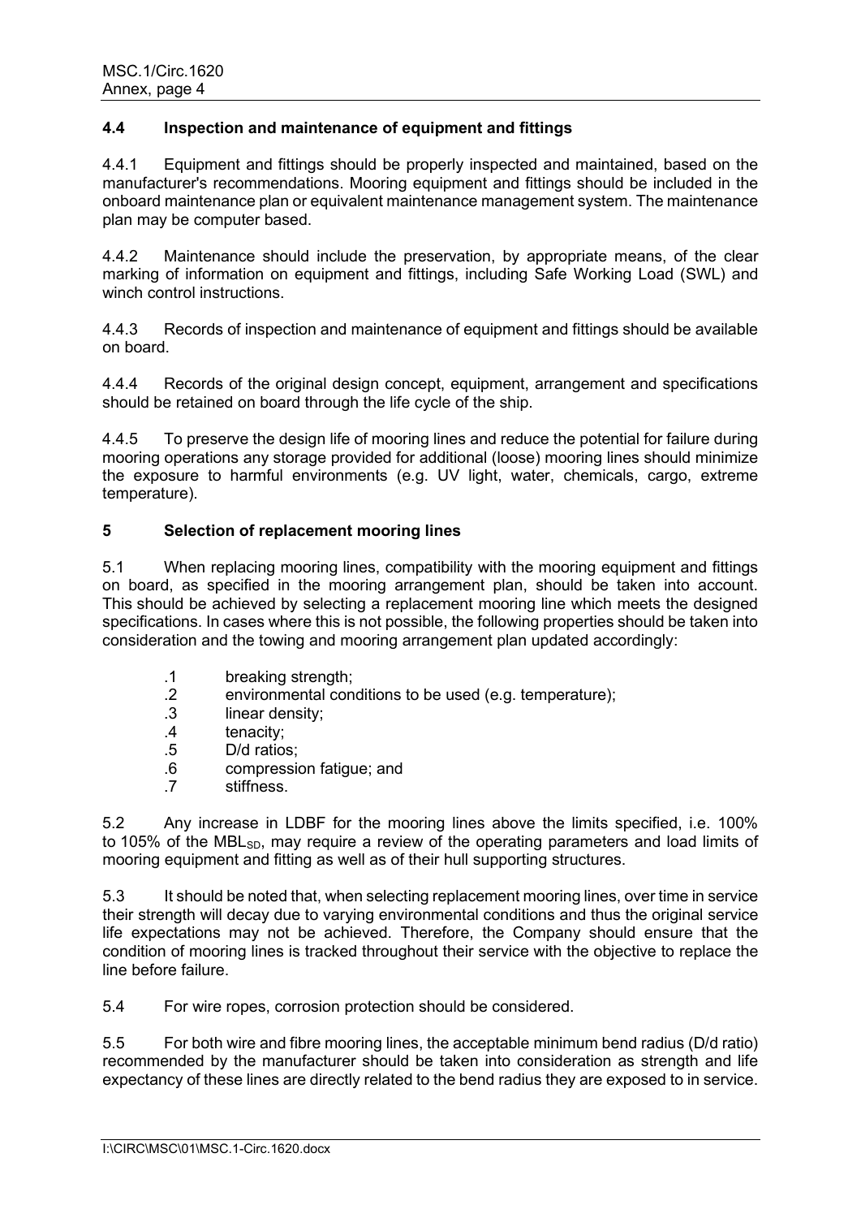### 4.4 Inspection and maintenance of equipment and fittings

4.4.1 Equipment and fittings should be properly inspected and maintained, based on the manufacturer's recommendations. Mooring equipment and fittings should be included in the onboard maintenance plan or equivalent maintenance management system. The maintenance plan may be computer based.

4.4.2 Maintenance should include the preservation, by appropriate means, of the clear marking of information on equipment and fittings, including Safe Working Load (SWL) and winch control instructions.

4.4.3 Records of inspection and maintenance of equipment and fittings should be available on board.

4.4.4 Records of the original design concept, equipment, arrangement and specifications should be retained on board through the life cycle of the ship.

4.4.5 To preserve the design life of mooring lines and reduce the potential for failure during mooring operations any storage provided for additional (loose) mooring lines should minimize the exposure to harmful environments (e.g. UV light, water, chemicals, cargo, extreme temperature).

## 5 Selection of replacement mooring lines

5.1 When replacing mooring lines, compatibility with the mooring equipment and fittings on board, as specified in the mooring arrangement plan, should be taken into account. This should be achieved by selecting a replacement mooring line which meets the designed specifications. In cases where this is not possible, the following properties should be taken into consideration and the towing and mooring arrangement plan updated accordingly:

- .1 breaking strength;
- .2 environmental conditions to be used (e.g. temperature);
- .3 linear density;
- .4 tenacity;
- .5 D/d ratios;
- .6 compression fatigue; and
- .7 stiffness.

5.2 Any increase in LDBF for the mooring lines above the limits specified, i.e. 100% to 105% of the $MBL_{SD}$, may require a review of the operating parameters and load limits of mooring equipment and fitting as well as of their hull supporting structures.

5.3 It should be noted that, when selecting replacement mooring lines, over time in service their strength will decay due to varying environmental conditions and thus the original service life expectations may not be achieved. Therefore, the Company should ensure that the condition of mooring lines is tracked throughout their service with the objective to replace the line before failure.

5.4 For wire ropes, corrosion protection should be considered.

5.5 For both wire and fibre mooring lines, the acceptable minimum bend radius (D/d ratio) recommended by the manufacturer should be taken into consideration as strength and life expectancy of these lines are directly related to the bend radius they are exposed to in service.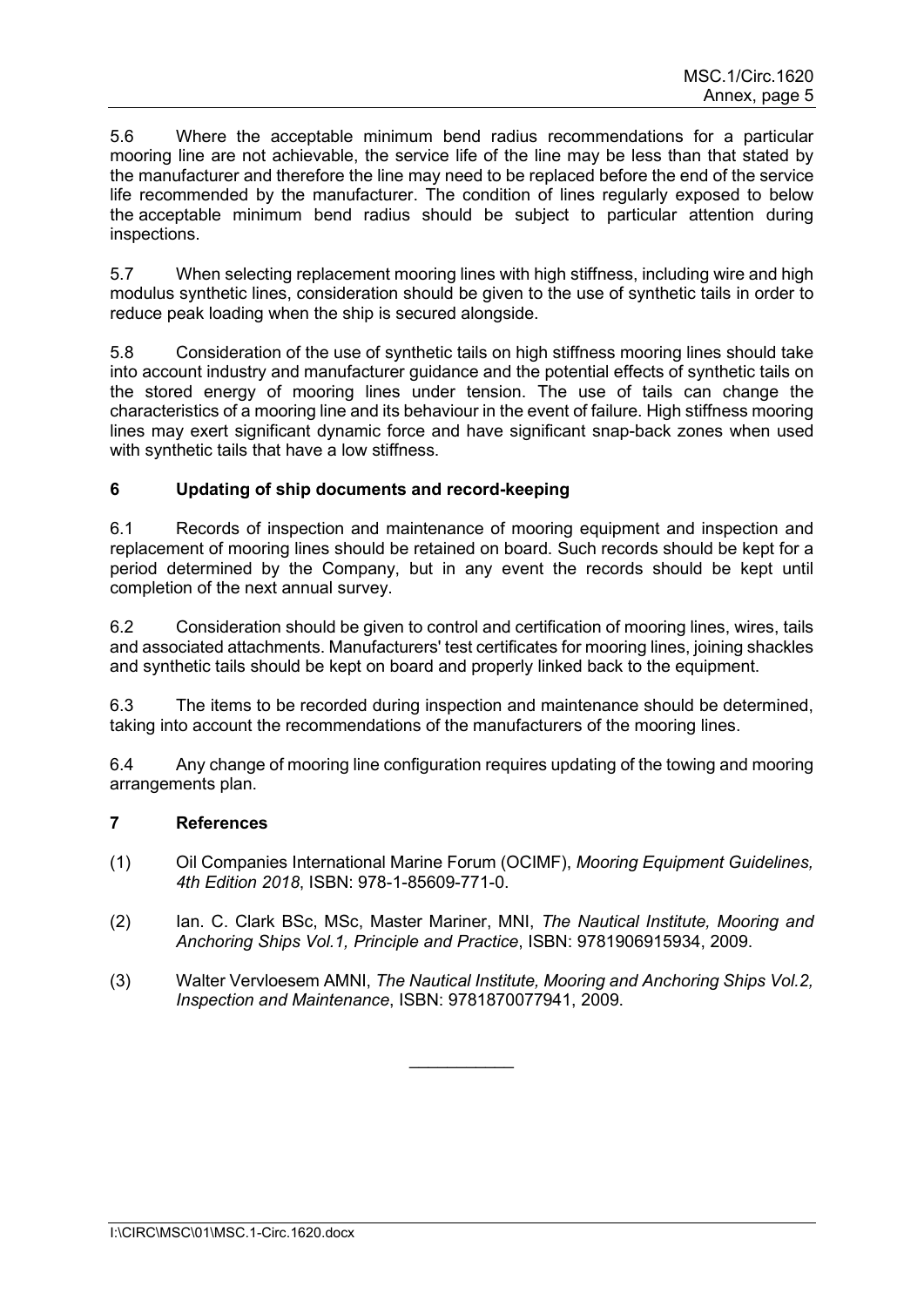5.6 Where the acceptable minimum bend radius recommendations for a particular mooring line are not achievable, the service life of the line may be less than that stated by the manufacturer and therefore the line may need to be replaced before the end of the service life recommended by the manufacturer. The condition of lines regularly exposed to below the acceptable minimum bend radius should be subject to particular attention during inspections.

5.7 When selecting replacement mooring lines with high stiffness, including wire and high modulus synthetic lines, consideration should be given to the use of synthetic tails in order to reduce peak loading when the ship is secured alongside.

5.8 Consideration of the use of synthetic tails on high stiffness mooring lines should take into account industry and manufacturer guidance and the potential effects of synthetic tails on the stored energy of mooring lines under tension. The use of tails can change the characteristics of a mooring line and its behaviour in the event of failure. High stiffness mooring lines may exert significant dynamic force and have significant snap-back zones when used with synthetic tails that have a low stiffness.

## 6 Updating of ship documents and record-keeping

6.1 Records of inspection and maintenance of mooring equipment and inspection and replacement of mooring lines should be retained on board. Such records should be kept for a period determined by the Company, but in any event the records should be kept until completion of the next annual survey.

6.2 Consideration should be given to control and certification of mooring lines, wires, tails and associated attachments. Manufacturers' test certificates for mooring lines, joining shackles and synthetic tails should be kept on board and properly linked back to the equipment.

6.3 The items to be recorded during inspection and maintenance should be determined, taking into account the recommendations of the manufacturers of the mooring lines.

6.4 Any change of mooring line configuration requires updating of the towing and mooring arrangements plan.

## 7 References

(1) Oil Companies International Marine Forum (OCIMF), *Mooring Equipment Guidelines, 4th Edition 2018*, ISBN: 978-1-85609-771-0.

(2) Ian. C. Clark BSc, MSc, Master Mariner, MNI, *The Nautical Institute, Mooring and Anchoring Ships Vol.1, Principle and Practice*, ISBN: 9781906915934, 2009.

(3) Walter Vervloesem AMNI, *The Nautical Institute, Mooring and Anchoring Ships Vol.2, Inspection and Maintenance*, ISBN: 9781870077941, 2009.

___________